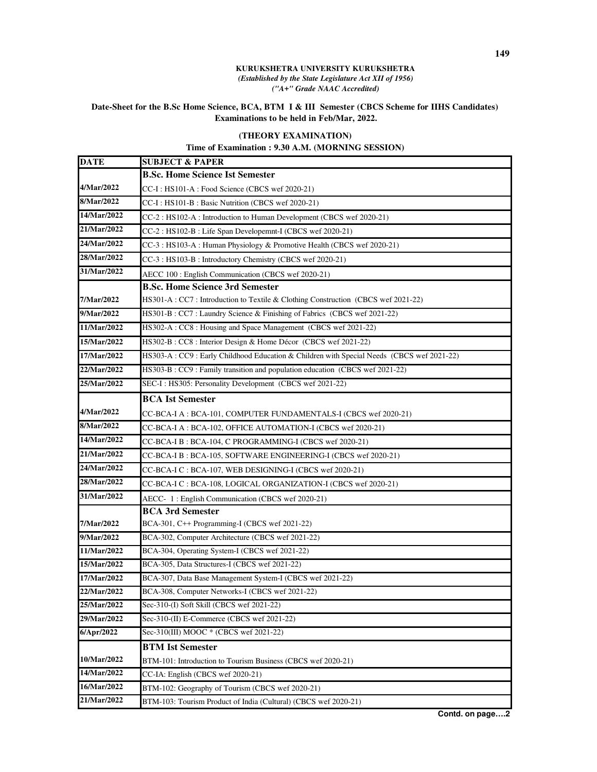**KURUKSHETRA UNIVERSITY KURUKSHETRA**
*(Established by the State Legislature Act XII of 1956)*
*("A+" Grade NAAC Accredited)*

**Date-Sheet for the B.Sc Home Science, BCA, BTM I & III Semester (CBCS Scheme for IIHS Candidates) Examinations to be held in Feb/Mar, 2022.**

**(THEORY EXAMINATION)**

**Time of Examination : 9.30 A.M. (MORNING SESSION)**

| DATE | SUBJECT & PAPER |
|---|---|
| | **B.Sc. Home Science Ist Semester** |
| 4/Mar/2022 | CC-I : HS101-A : Food Science (CBCS wef 2020-21) |
| 8/Mar/2022 | CC-I : HS101-B : Basic Nutrition (CBCS wef 2020-21) |
| 14/Mar/2022 | CC-2 : HS102-A : Introduction to Human Development (CBCS wef 2020-21) |
| 21/Mar/2022 | CC-2 : HS102-B : Life Span Developemnt-I (CBCS wef 2020-21) |
| 24/Mar/2022 | CC-3 : HS103-A : Human Physiology & Promotive Health (CBCS wef 2020-21) |
| 28/Mar/2022 | CC-3 : HS103-B : Introductory Chemistry (CBCS wef 2020-21) |
| 31/Mar/2022 | AECC 100 : English Communication (CBCS wef 2020-21) |
| | **B.Sc. Home Science 3rd Semester** |
| 7/Mar/2022 | HS301-A : CC7 : Introduction to Textile & Clothing Construction (CBCS wef 2021-22) |
| 9/Mar/2022 | HS301-B : CC7 : Laundry Science & Finishing of Fabrics (CBCS wef 2021-22) |
| 11/Mar/2022 | HS302-A : CC8 : Housing and Space Management (CBCS wef 2021-22) |
| 15/Mar/2022 | HS302-B : CC8 : Interior Design & Home Décor (CBCS wef 2021-22) |
| 17/Mar/2022 | HS303-A : CC9 : Early Childhood Education & Children with Special Needs (CBCS wef 2021-22) |
| 22/Mar/2022 | HS303-B : CC9 : Family transition and population education (CBCS wef 2021-22) |
| 25/Mar/2022 | SEC-I : HS305: Personality Development (CBCS wef 2021-22) |
| | **BCA Ist Semester** |
| 4/Mar/2022 | CC-BCA-I A : BCA-101, COMPUTER FUNDAMENTALS-I (CBCS wef 2020-21) |
| 8/Mar/2022 | CC-BCA-I A : BCA-102, OFFICE AUTOMATION-I (CBCS wef 2020-21) |
| 14/Mar/2022 | CC-BCA-I B : BCA-104, C PROGRAMMING-I (CBCS wef 2020-21) |
| 21/Mar/2022 | CC-BCA-I B : BCA-105, SOFTWARE ENGINEERING-I (CBCS wef 2020-21) |
| 24/Mar/2022 | CC-BCA-I C : BCA-107, WEB DESIGNING-I (CBCS wef 2020-21) |
| 28/Mar/2022 | CC-BCA-I C : BCA-108, LOGICAL ORGANIZATION-I (CBCS wef 2020-21) |
| 31/Mar/2022 | AECC- 1 : English Communication (CBCS wef 2020-21) |
| | **BCA 3rd Semester** |
| 7/Mar/2022 | BCA-301, C++ Programming-I (CBCS wef 2021-22) |
| 9/Mar/2022 | BCA-302, Computer Architecture (CBCS wef 2021-22) |
| 11/Mar/2022 | BCA-304, Operating System-I (CBCS wef 2021-22) |
| 15/Mar/2022 | BCA-305, Data Structures-I (CBCS wef 2021-22) |
| 17/Mar/2022 | BCA-307, Data Base Management System-I (CBCS wef 2021-22) |
| 22/Mar/2022 | BCA-308, Computer Networks-I (CBCS wef 2021-22) |
| 25/Mar/2022 | Sec-310-(I) Soft Skill (CBCS wef 2021-22) |
| 29/Mar/2022 | Sec-310-(II) E-Commerce (CBCS wef 2021-22) |
| 6/Apr/2022 | Sec-310(III) MOOC * (CBCS wef 2021-22) |
| | **BTM Ist Semester** |
| 10/Mar/2022 | BTM-101: Introduction to Tourism Business (CBCS wef 2020-21) |
| 14/Mar/2022 | CC-IA: English (CBCS wef 2020-21) |
| 16/Mar/2022 | BTM-102: Geography of Tourism (CBCS wef 2020-21) |
| 21/Mar/2022 | BTM-103: Tourism Product of India (Cultural) (CBCS wef 2020-21) |

**Contd. on page....2**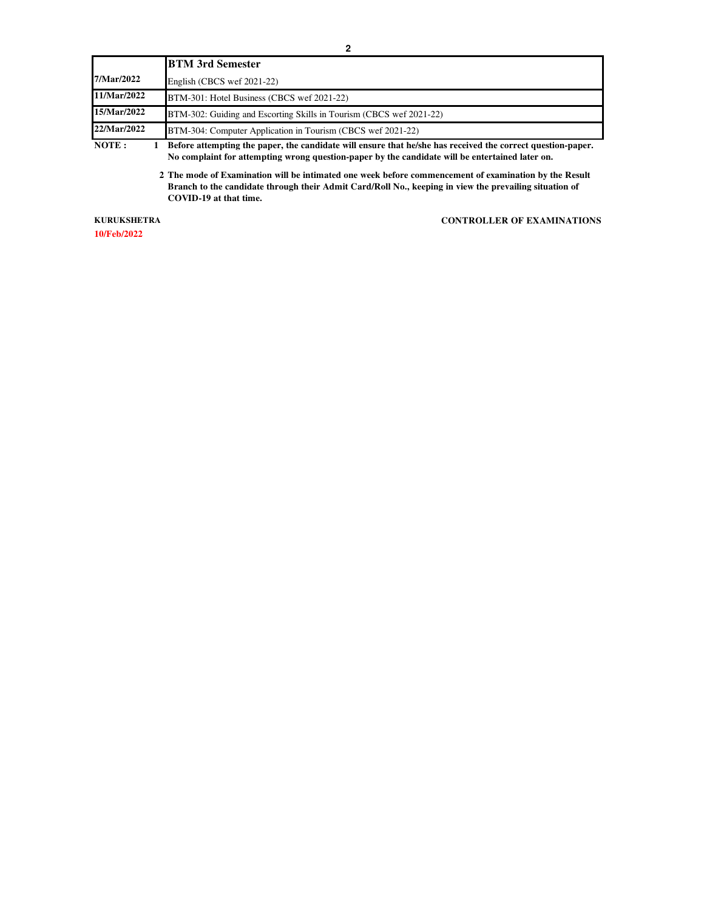| | **BTM 3rd Semester** |
|---|---|
| **7/Mar/2022** | English (CBCS wef 2021-22) |
| **11/Mar/2022** | BTM-301: Hotel Business (CBCS wef 2021-22) |
| **15/Mar/2022** | BTM-302: Guiding and Escorting Skills in Tourism (CBCS wef 2021-22) |
| **22/Mar/2022** | BTM-304: Computer Application in Tourism (CBCS wef 2021-22) |

**NOTE :**

1. **Before attempting the paper, the candidate will ensure that he/she has received the correct question-paper. No complaint for attempting wrong question-paper by the candidate will be entertained later on.**
2. **The mode of Examination will be intimated one week before commencement of examination by the Result Branch to the candidate through their Admit Card/Roll No., keeping in view the prevailing situation of COVID-19 at that time.**

**KURUKSHETRA** **CONTROLLER OF EXAMINATIONS**

**10/Feb/2022**